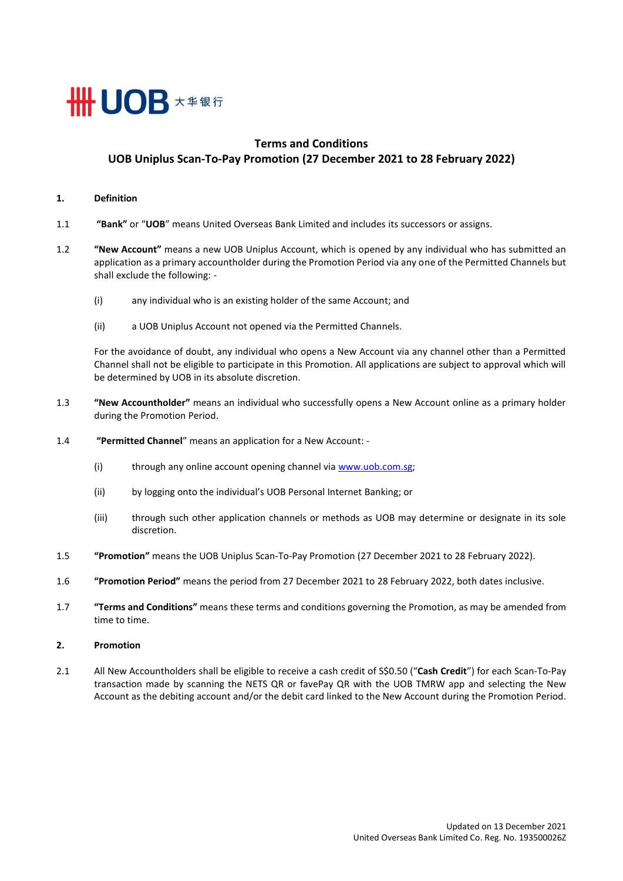UOB 大华银行

# Terms and Conditions
## UOB Uniplus Scan-To-Pay Promotion (27 December 2021 to 28 February 2022)

**1. Definition**

1.1 **"Bank"** or "**UOB**" means United Overseas Bank Limited and includes its successors or assigns.

1.2 **"New Account"** means a new UOB Uniplus Account, which is opened by any individual who has submitted an application as a primary accountholder during the Promotion Period via any one of the Permitted Channels but shall exclude the following: -

(i) any individual who is an existing holder of the same Account; and

(ii) a UOB Uniplus Account not opened via the Permitted Channels.

For the avoidance of doubt, any individual who opens a New Account via any channel other than a Permitted Channel shall not be eligible to participate in this Promotion. All applications are subject to approval which will be determined by UOB in its absolute discretion.

1.3 **"New Accountholder"** means an individual who successfully opens a New Account online as a primary holder during the Promotion Period.

1.4 **"Permitted Channel"** means an application for a New Account: -

(i) through any online account opening channel via [www.uob.com.sg](www.uob.com.sg);

(ii) by logging onto the individual's UOB Personal Internet Banking; or

(iii) through such other application channels or methods as UOB may determine or designate in its sole discretion.

1.5 **"Promotion"** means the UOB Uniplus Scan-To-Pay Promotion (27 December 2021 to 28 February 2022).

1.6 **"Promotion Period"** means the period from 27 December 2021 to 28 February 2022, both dates inclusive.

1.7 **"Terms and Conditions"** means these terms and conditions governing the Promotion, as may be amended from time to time.

**2. Promotion**

2.1 All New Accountholders shall be eligible to receive a cash credit of S$0.50 ("**Cash Credit**") for each Scan-To-Pay transaction made by scanning the NETS QR or favePay QR with the UOB TMRW app and selecting the New Account as the debiting account and/or the debit card linked to the New Account during the Promotion Period.

Updated on 13 December 2021
United Overseas Bank Limited Co. Reg. No. 193500026Z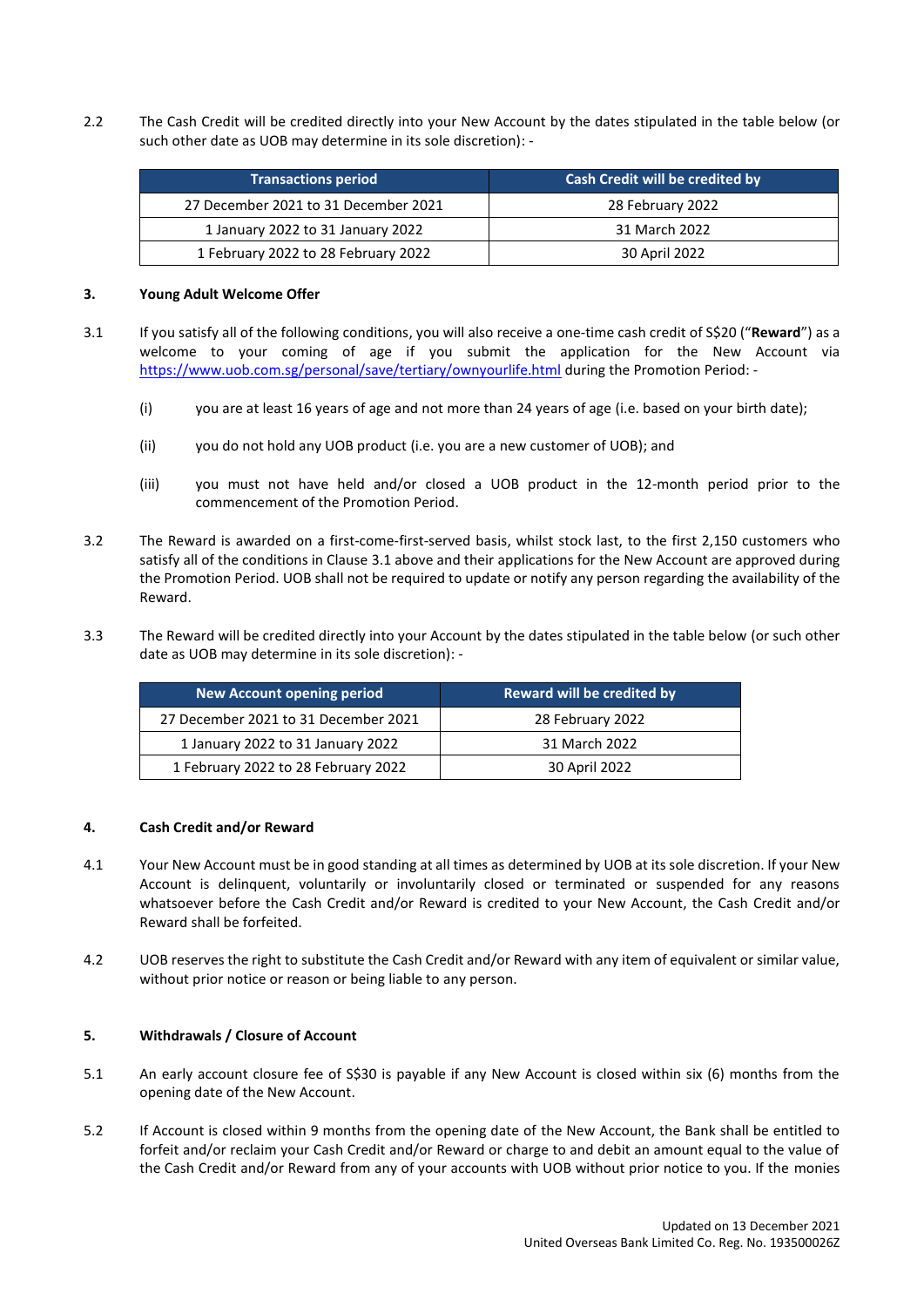2.2 The Cash Credit will be credited directly into your New Account by the dates stipulated in the table below (or such other date as UOB may determine in its sole discretion): -

| Transactions period | Cash Credit will be credited by |
|---|---|
| 27 December 2021 to 31 December 2021 | 28 February 2022 |
| 1 January 2022 to 31 January 2022 | 31 March 2022 |
| 1 February 2022 to 28 February 2022 | 30 April 2022 |

### 3. Young Adult Welcome Offer

3.1 If you satisfy all of the following conditions, you will also receive a one-time cash credit of S$20 ("**Reward**") as a welcome to your coming of age if you submit the application for the New Account via [https://www.uob.com.sg/personal/save/tertiary/ownyourlife.html](https://www.uob.com.sg/personal/save/tertiary/ownyourlife.html) during the Promotion Period: -

(i) you are at least 16 years of age and not more than 24 years of age (i.e. based on your birth date);

(ii) you do not hold any UOB product (i.e. you are a new customer of UOB); and

(iii) you must not have held and/or closed a UOB product in the 12-month period prior to the commencement of the Promotion Period.

3.2 The Reward is awarded on a first-come-first-served basis, whilst stock last, to the first 2,150 customers who satisfy all of the conditions in Clause 3.1 above and their applications for the New Account are approved during the Promotion Period. UOB shall not be required to update or notify any person regarding the availability of the Reward.

3.3 The Reward will be credited directly into your Account by the dates stipulated in the table below (or such other date as UOB may determine in its sole discretion): -

| New Account opening period | Reward will be credited by |
|---|---|
| 27 December 2021 to 31 December 2021 | 28 February 2022 |
| 1 January 2022 to 31 January 2022 | 31 March 2022 |
| 1 February 2022 to 28 February 2022 | 30 April 2022 |

### 4. Cash Credit and/or Reward

4.1 Your New Account must be in good standing at all times as determined by UOB at its sole discretion. If your New Account is delinquent, voluntarily or involuntarily closed or terminated or suspended for any reasons whatsoever before the Cash Credit and/or Reward is credited to your New Account, the Cash Credit and/or Reward shall be forfeited.

4.2 UOB reserves the right to substitute the Cash Credit and/or Reward with any item of equivalent or similar value, without prior notice or reason or being liable to any person.

### 5. Withdrawals / Closure of Account

5.1 An early account closure fee of S$30 is payable if any New Account is closed within six (6) months from the opening date of the New Account.

5.2 If Account is closed within 9 months from the opening date of the New Account, the Bank shall be entitled to forfeit and/or reclaim your Cash Credit and/or Reward or charge to and debit an amount equal to the value of the Cash Credit and/or Reward from any of your accounts with UOB without prior notice to you. If the monies

Updated on 13 December 2021
United Overseas Bank Limited Co. Reg. No. 193500026Z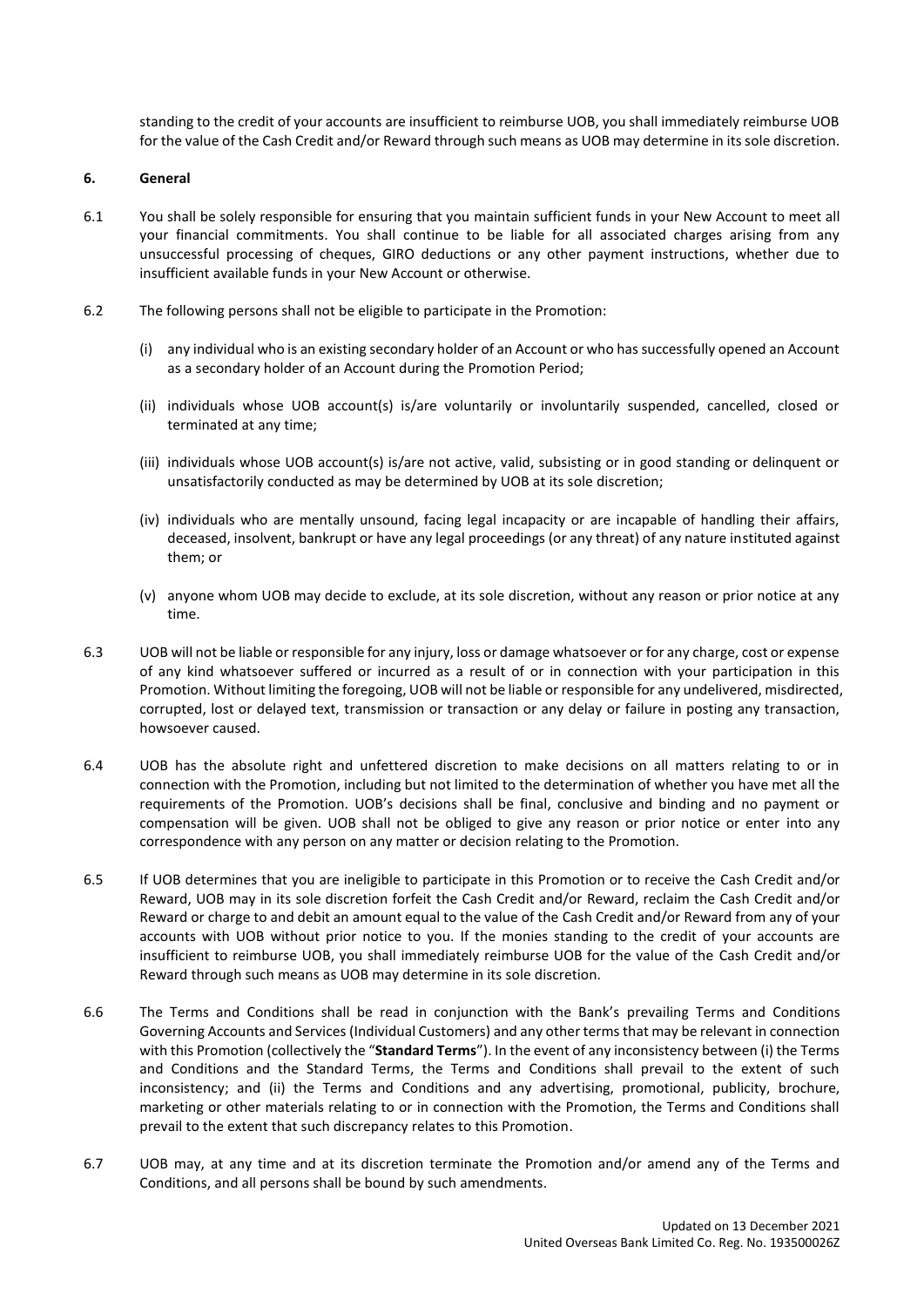standing to the credit of your accounts are insufficient to reimburse UOB, you shall immediately reimburse UOB for the value of the Cash Credit and/or Reward through such means as UOB may determine in its sole discretion.

## 6. General

6.1 You shall be solely responsible for ensuring that you maintain sufficient funds in your New Account to meet all your financial commitments. You shall continue to be liable for all associated charges arising from any unsuccessful processing of cheques, GIRO deductions or any other payment instructions, whether due to insufficient available funds in your New Account or otherwise.

6.2 The following persons shall not be eligible to participate in the Promotion:

(i) any individual who is an existing secondary holder of an Account or who has successfully opened an Account as a secondary holder of an Account during the Promotion Period;

(ii) individuals whose UOB account(s) is/are voluntarily or involuntarily suspended, cancelled, closed or terminated at any time;

(iii) individuals whose UOB account(s) is/are not active, valid, subsisting or in good standing or delinquent or unsatisfactorily conducted as may be determined by UOB at its sole discretion;

(iv) individuals who are mentally unsound, facing legal incapacity or are incapable of handling their affairs, deceased, insolvent, bankrupt or have any legal proceedings (or any threat) of any nature instituted against them; or

(v) anyone whom UOB may decide to exclude, at its sole discretion, without any reason or prior notice at any time.

6.3 UOB will not be liable or responsible for any injury, loss or damage whatsoever or for any charge, cost or expense of any kind whatsoever suffered or incurred as a result of or in connection with your participation in this Promotion. Without limiting the foregoing, UOB will not be liable or responsible for any undelivered, misdirected, corrupted, lost or delayed text, transmission or transaction or any delay or failure in posting any transaction, howsoever caused.

6.4 UOB has the absolute right and unfettered discretion to make decisions on all matters relating to or in connection with the Promotion, including but not limited to the determination of whether you have met all the requirements of the Promotion. UOB's decisions shall be final, conclusive and binding and no payment or compensation will be given. UOB shall not be obliged to give any reason or prior notice or enter into any correspondence with any person on any matter or decision relating to the Promotion.

6.5 If UOB determines that you are ineligible to participate in this Promotion or to receive the Cash Credit and/or Reward, UOB may in its sole discretion forfeit the Cash Credit and/or Reward, reclaim the Cash Credit and/or Reward or charge to and debit an amount equal to the value of the Cash Credit and/or Reward from any of your accounts with UOB without prior notice to you. If the monies standing to the credit of your accounts are insufficient to reimburse UOB, you shall immediately reimburse UOB for the value of the Cash Credit and/or Reward through such means as UOB may determine in its sole discretion.

6.6 The Terms and Conditions shall be read in conjunction with the Bank's prevailing Terms and Conditions Governing Accounts and Services (Individual Customers) and any other terms that may be relevant in connection with this Promotion (collectively the "**Standard Terms**"). In the event of any inconsistency between (i) the Terms and Conditions and the Standard Terms, the Terms and Conditions shall prevail to the extent of such inconsistency; and (ii) the Terms and Conditions and any advertising, promotional, publicity, brochure, marketing or other materials relating to or in connection with the Promotion, the Terms and Conditions shall prevail to the extent that such discrepancy relates to this Promotion.

6.7 UOB may, at any time and at its discretion terminate the Promotion and/or amend any of the Terms and Conditions, and all persons shall be bound by such amendments.

Updated on 13 December 2021
United Overseas Bank Limited Co. Reg. No. 193500026Z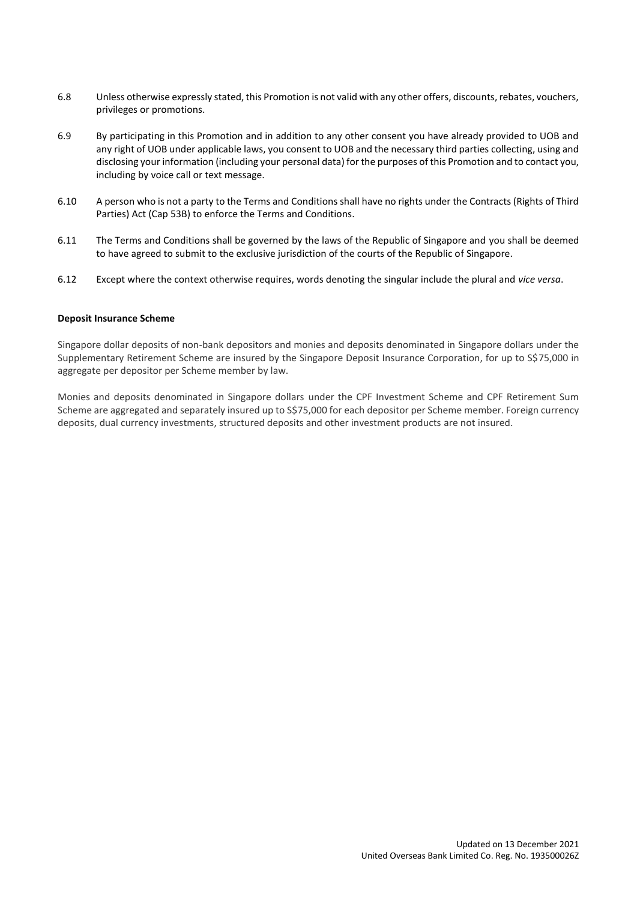6.8 Unless otherwise expressly stated, this Promotion is not valid with any other offers, discounts, rebates, vouchers, privileges or promotions.

6.9 By participating in this Promotion and in addition to any other consent you have already provided to UOB and any right of UOB under applicable laws, you consent to UOB and the necessary third parties collecting, using and disclosing your information (including your personal data) for the purposes of this Promotion and to contact you, including by voice call or text message.

6.10 A person who is not a party to the Terms and Conditions shall have no rights under the Contracts (Rights of Third Parties) Act (Cap 53B) to enforce the Terms and Conditions.

6.11 The Terms and Conditions shall be governed by the laws of the Republic of Singapore and you shall be deemed to have agreed to submit to the exclusive jurisdiction of the courts of the Republic of Singapore.

6.12 Except where the context otherwise requires, words denoting the singular include the plural and *vice versa*.

**Deposit Insurance Scheme**

Singapore dollar deposits of non-bank depositors and monies and deposits denominated in Singapore dollars under the Supplementary Retirement Scheme are insured by the Singapore Deposit Insurance Corporation, for up to S$75,000 in aggregate per depositor per Scheme member by law.

Monies and deposits denominated in Singapore dollars under the CPF Investment Scheme and CPF Retirement Sum Scheme are aggregated and separately insured up to S$75,000 for each depositor per Scheme member. Foreign currency deposits, dual currency investments, structured deposits and other investment products are not insured.

Updated on 13 December 2021
United Overseas Bank Limited Co. Reg. No. 193500026Z